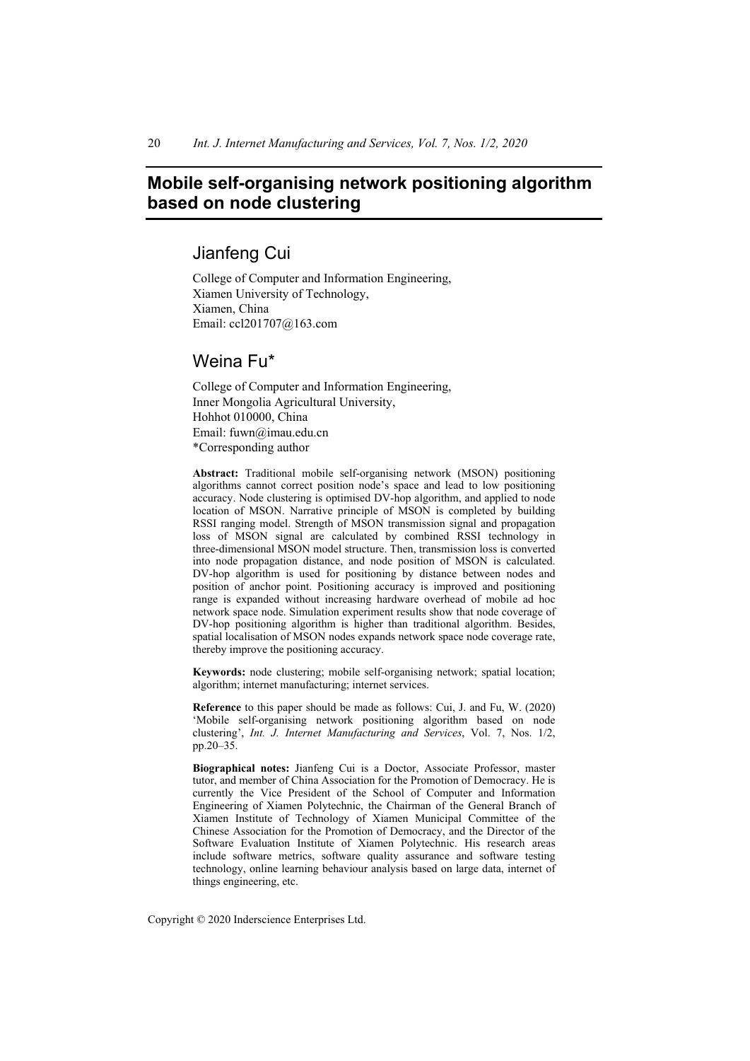# Mobile self-organising network positioning algorithm based on node clustering

## Jianfeng Cui

College of Computer and Information Engineering,
Xiamen University of Technology,
Xiamen, China
Email: ccl201707@163.com

## Weina Fu*

College of Computer and Information Engineering,
Inner Mongolia Agricultural University,
Hohhot 010000, China
Email: fuwn@imau.edu.cn
*Corresponding author

**Abstract:** Traditional mobile self-organising network (MSON) positioning algorithms cannot correct position node's space and lead to low positioning accuracy. Node clustering is optimised DV-hop algorithm, and applied to node location of MSON. Narrative principle of MSON is completed by building RSSI ranging model. Strength of MSON transmission signal and propagation loss of MSON signal are calculated by combined RSSI technology in three-dimensional MSON model structure. Then, transmission loss is converted into node propagation distance, and node position of MSON is calculated. DV-hop algorithm is used for positioning by distance between nodes and position of anchor point. Positioning accuracy is improved and positioning range is expanded without increasing hardware overhead of mobile ad hoc network space node. Simulation experiment results show that node coverage of DV-hop positioning algorithm is higher than traditional algorithm. Besides, spatial localisation of MSON nodes expands network space node coverage rate, thereby improve the positioning accuracy.

**Keywords:** node clustering; mobile self-organising network; spatial location; algorithm; internet manufacturing; internet services.

**Reference** to this paper should be made as follows: Cui, J. and Fu, W. (2020) 'Mobile self-organising network positioning algorithm based on node clustering', *Int. J. Internet Manufacturing and Services*, Vol. 7, Nos. 1/2, pp.20–35.

**Biographical notes:** Jianfeng Cui is a Doctor, Associate Professor, master tutor, and member of China Association for the Promotion of Democracy. He is currently the Vice President of the School of Computer and Information Engineering of Xiamen Polytechnic, the Chairman of the General Branch of Xiamen Institute of Technology of Xiamen Municipal Committee of the Chinese Association for the Promotion of Democracy, and the Director of the Software Evaluation Institute of Xiamen Polytechnic. His research areas include software metrics, software quality assurance and software testing technology, online learning behaviour analysis based on large data, internet of things engineering, etc.

Copyright © 2020 Inderscience Enterprises Ltd.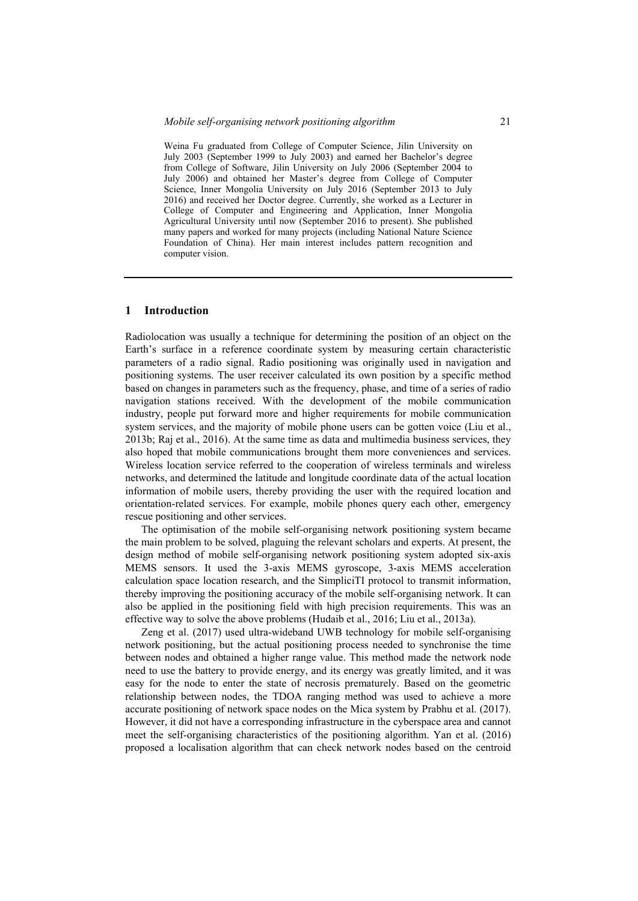Weina Fu graduated from College of Computer Science, Jilin University on July 2003 (September 1999 to July 2003) and earned her Bachelor's degree from College of Software, Jilin University on July 2006 (September 2004 to July 2006) and obtained her Master's degree from College of Computer Science, Inner Mongolia University on July 2016 (September 2013 to July 2016) and received her Doctor degree. Currently, she worked as a Lecturer in College of Computer and Engineering and Application, Inner Mongolia Agricultural University until now (September 2016 to present). She published many papers and worked for many projects (including National Nature Science Foundation of China). Her main interest includes pattern recognition and computer vision.

## 1 Introduction

Radiolocation was usually a technique for determining the position of an object on the Earth's surface in a reference coordinate system by measuring certain characteristic parameters of a radio signal. Radio positioning was originally used in navigation and positioning systems. The user receiver calculated its own position by a specific method based on changes in parameters such as the frequency, phase, and time of a series of radio navigation stations received. With the development of the mobile communication industry, people put forward more and higher requirements for mobile communication system services, and the majority of mobile phone users can be gotten voice (Liu et al., 2013b; Raj et al., 2016). At the same time as data and multimedia business services, they also hoped that mobile communications brought them more conveniences and services. Wireless location service referred to the cooperation of wireless terminals and wireless networks, and determined the latitude and longitude coordinate data of the actual location information of mobile users, thereby providing the user with the required location and orientation-related services. For example, mobile phones query each other, emergency rescue positioning and other services.

The optimisation of the mobile self-organising network positioning system became the main problem to be solved, plaguing the relevant scholars and experts. At present, the design method of mobile self-organising network positioning system adopted six-axis MEMS sensors. It used the 3-axis MEMS gyroscope, 3-axis MEMS acceleration calculation space location research, and the SimpliciTI protocol to transmit information, thereby improving the positioning accuracy of the mobile self-organising network. It can also be applied in the positioning field with high precision requirements. This was an effective way to solve the above problems (Hudaib et al., 2016; Liu et al., 2013a).

Zeng et al. (2017) used ultra-wideband UWB technology for mobile self-organising network positioning, but the actual positioning process needed to synchronise the time between nodes and obtained a higher range value. This method made the network node need to use the battery to provide energy, and its energy was greatly limited, and it was easy for the node to enter the state of necrosis prematurely. Based on the geometric relationship between nodes, the TDOA ranging method was used to achieve a more accurate positioning of network space nodes on the Mica system by Prabhu et al. (2017). However, it did not have a corresponding infrastructure in the cyberspace area and cannot meet the self-organising characteristics of the positioning algorithm. Yan et al. (2016) proposed a localisation algorithm that can check network nodes based on the centroid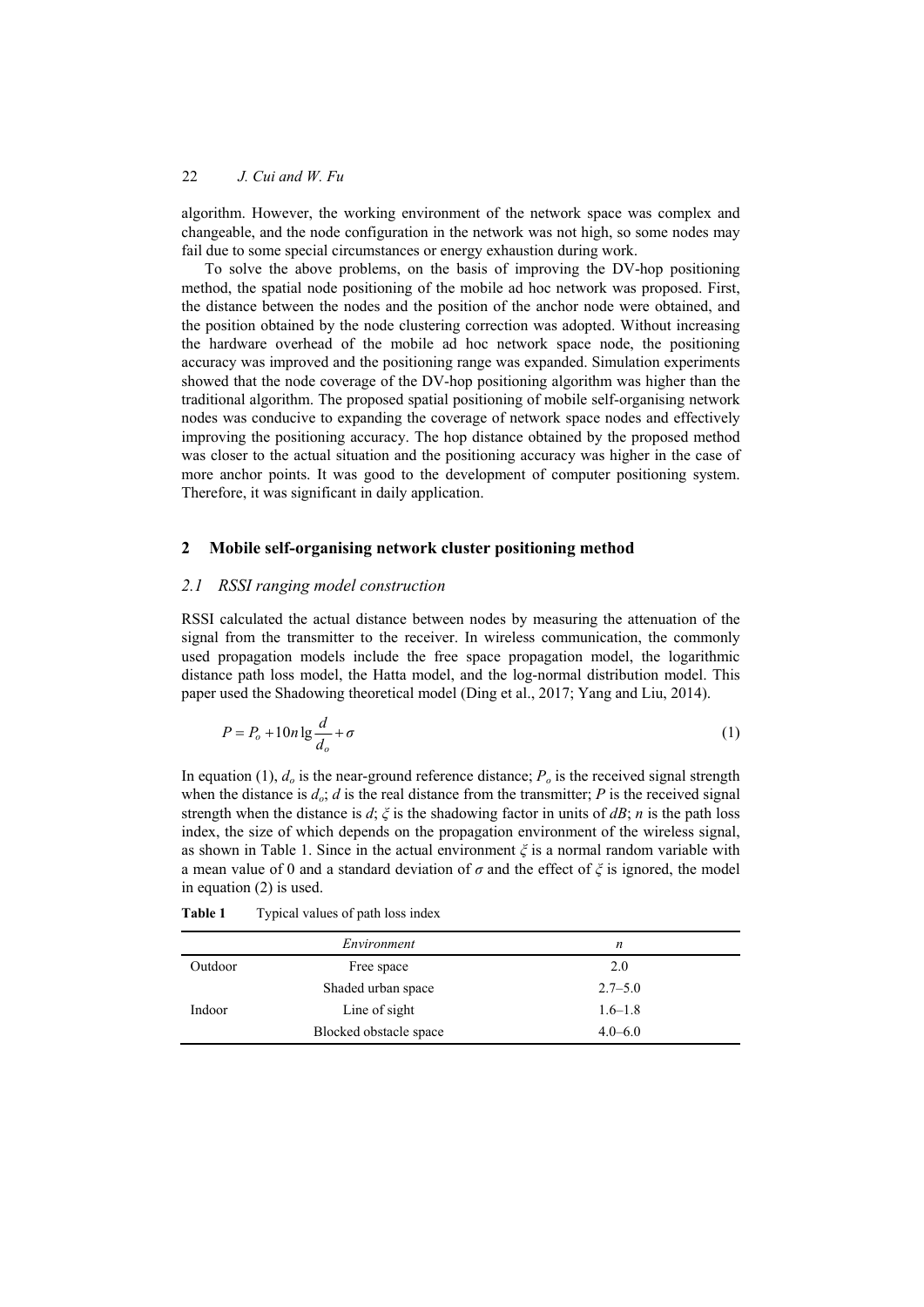algorithm. However, the working environment of the network space was complex and changeable, and the node configuration in the network was not high, so some nodes may fail due to some special circumstances or energy exhaustion during work.

To solve the above problems, on the basis of improving the DV-hop positioning method, the spatial node positioning of the mobile ad hoc network was proposed. First, the distance between the nodes and the position of the anchor node were obtained, and the position obtained by the node clustering correction was adopted. Without increasing the hardware overhead of the mobile ad hoc network space node, the positioning accuracy was improved and the positioning range was expanded. Simulation experiments showed that the node coverage of the DV-hop positioning algorithm was higher than the traditional algorithm. The proposed spatial positioning of mobile self-organising network nodes was conducive to expanding the coverage of network space nodes and effectively improving the positioning accuracy. The hop distance obtained by the proposed method was closer to the actual situation and the positioning accuracy was higher in the case of more anchor points. It was good to the development of computer positioning system. Therefore, it was significant in daily application.

## 2 Mobile self-organising network cluster positioning method

### *2.1 RSSI ranging model construction*

RSSI calculated the actual distance between nodes by measuring the attenuation of the signal from the transmitter to the receiver. In wireless communication, the commonly used propagation models include the free space propagation model, the logarithmic distance path loss model, the Hatta model, and the log-normal distribution model. This paper used the Shadowing theoretical model (Ding et al., 2017; Yang and Liu, 2014).

$$P = P_o + 10n \lg \frac{d}{d_o} + \sigma \tag{1}$$

In equation (1), $d_o$ is the near-ground reference distance; $P_o$ is the received signal strength when the distance is $d_o$; $d$ is the real distance from the transmitter; $P$ is the received signal strength when the distance is $d$; $\xi$ is the shadowing factor in units of $dB$; $n$ is the path loss index, the size of which depends on the propagation environment of the wireless signal, as shown in Table 1. Since in the actual environment $\xi$ is a normal random variable with a mean value of 0 and a standard deviation of $\sigma$ and the effect of $\xi$ is ignored, the model in equation (2) is used.

**Table 1** Typical values of path loss index

| | *Environment* | *n* |
|---|---|---|
| Outdoor | Free space | 2.0 |
| | Shaded urban space | 2.7–5.0 |
| Indoor | Line of sight | 1.6–1.8 |
| | Blocked obstacle space | 4.0–6.0 |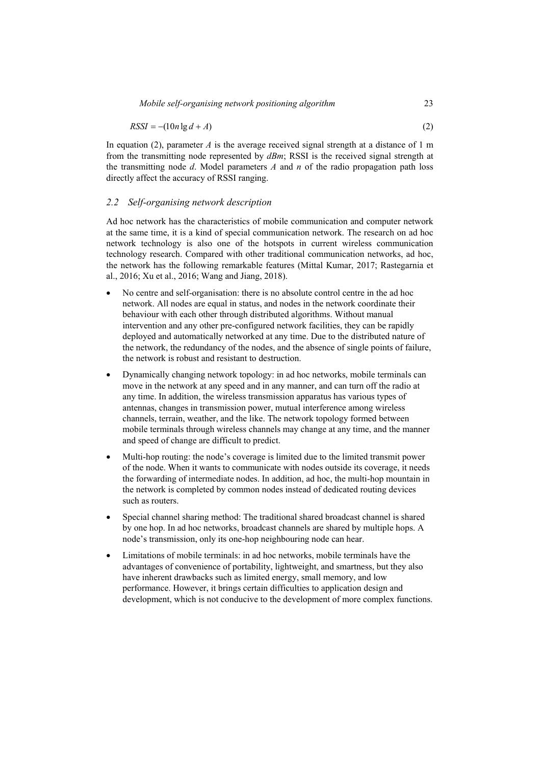$$RSSI = -(10n \lg d + A) \tag{2}$$

In equation (2), parameter $A$ is the average received signal strength at a distance of 1 m from the transmitting node represented by $dBm$; RSSI is the received signal strength at the transmitting node $d$. Model parameters $A$ and $n$ of the radio propagation path loss directly affect the accuracy of RSSI ranging.

### 2.2 Self-organising network description

Ad hoc network has the characteristics of mobile communication and computer network at the same time, it is a kind of special communication network. The research on ad hoc network technology is also one of the hotspots in current wireless communication technology research. Compared with other traditional communication networks, ad hoc, the network has the following remarkable features (Mittal Kumar, 2017; Rastegarnia et al., 2016; Xu et al., 2016; Wang and Jiang, 2018).

- No centre and self-organisation: there is no absolute control centre in the ad hoc network. All nodes are equal in status, and nodes in the network coordinate their behaviour with each other through distributed algorithms. Without manual intervention and any other pre-configured network facilities, they can be rapidly deployed and automatically networked at any time. Due to the distributed nature of the network, the redundancy of the nodes, and the absence of single points of failure, the network is robust and resistant to destruction.
- Dynamically changing network topology: in ad hoc networks, mobile terminals can move in the network at any speed and in any manner, and can turn off the radio at any time. In addition, the wireless transmission apparatus has various types of antennas, changes in transmission power, mutual interference among wireless channels, terrain, weather, and the like. The network topology formed between mobile terminals through wireless channels may change at any time, and the manner and speed of change are difficult to predict.
- Multi-hop routing: the node's coverage is limited due to the limited transmit power of the node. When it wants to communicate with nodes outside its coverage, it needs the forwarding of intermediate nodes. In addition, ad hoc, the multi-hop mountain in the network is completed by common nodes instead of dedicated routing devices such as routers.
- Special channel sharing method: The traditional shared broadcast channel is shared by one hop. In ad hoc networks, broadcast channels are shared by multiple hops. A node's transmission, only its one-hop neighbouring node can hear.
- Limitations of mobile terminals: in ad hoc networks, mobile terminals have the advantages of convenience of portability, lightweight, and smartness, but they also have inherent drawbacks such as limited energy, small memory, and low performance. However, it brings certain difficulties to application design and development, which is not conducive to the development of more complex functions.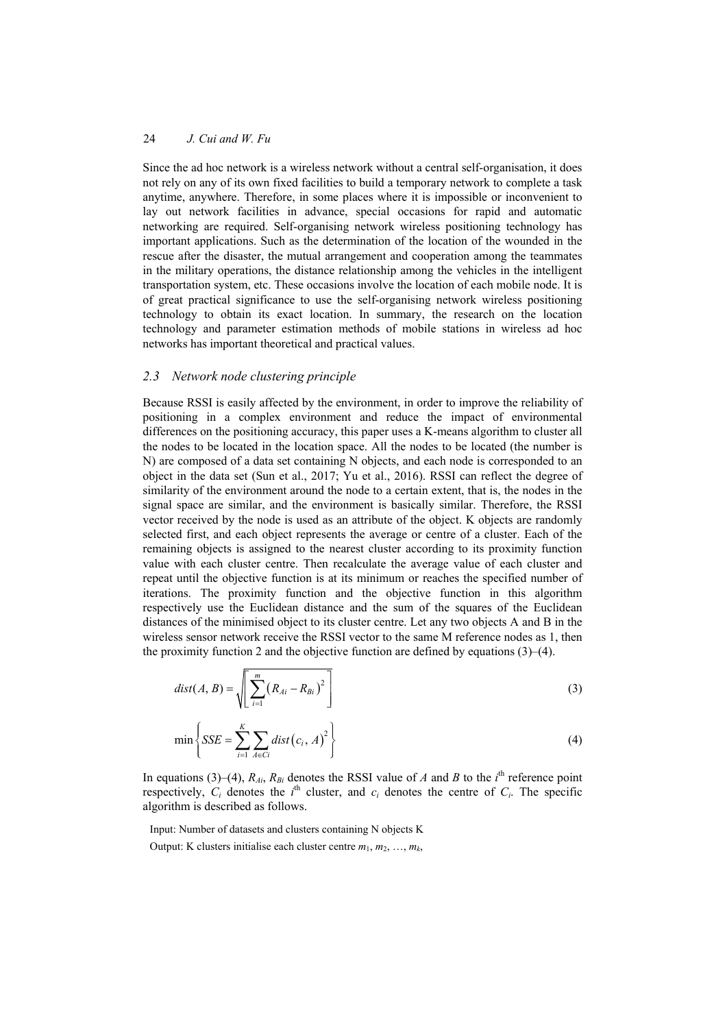Since the ad hoc network is a wireless network without a central self-organisation, it does not rely on any of its own fixed facilities to build a temporary network to complete a task anytime, anywhere. Therefore, in some places where it is impossible or inconvenient to lay out network facilities in advance, special occasions for rapid and automatic networking are required. Self-organising network wireless positioning technology has important applications. Such as the determination of the location of the wounded in the rescue after the disaster, the mutual arrangement and cooperation among the teammates in the military operations, the distance relationship among the vehicles in the intelligent transportation system, etc. These occasions involve the location of each mobile node. It is of great practical significance to use the self-organising network wireless positioning technology to obtain its exact location. In summary, the research on the location technology and parameter estimation methods of mobile stations in wireless ad hoc networks has important theoretical and practical values.

### *2.3 Network node clustering principle*

Because RSSI is easily affected by the environment, in order to improve the reliability of positioning in a complex environment and reduce the impact of environmental differences on the positioning accuracy, this paper uses a K-means algorithm to cluster all the nodes to be located in the location space. All the nodes to be located (the number is N) are composed of a data set containing N objects, and each node is corresponded to an object in the data set (Sun et al., 2017; Yu et al., 2016). RSSI can reflect the degree of similarity of the environment around the node to a certain extent, that is, the nodes in the signal space are similar, and the environment is basically similar. Therefore, the RSSI vector received by the node is used as an attribute of the object. K objects are randomly selected first, and each object represents the average or centre of a cluster. Each of the remaining objects is assigned to the nearest cluster according to its proximity function value with each cluster centre. Then recalculate the average value of each cluster and repeat until the objective function is at its minimum or reaches the specified number of iterations. The proximity function and the objective function in this algorithm respectively use the Euclidean distance and the sum of the squares of the Euclidean distances of the minimised object to its cluster centre. Let any two objects A and B in the wireless sensor network receive the RSSI vector to the same M reference nodes as 1, then the proximity function 2 and the objective function are defined by equations (3)–(4).

$$dist(A, B) = \sqrt{\left[ \sum_{i=1}^{m} \left( R_{Ai} - R_{Bi} \right)^2 \right]} \tag{3}$$

$$\min \left\{ SSE = \sum_{i=1}^{K} \sum_{A \in Ci} dist\left(c_i, A\right)^2 \right\} \tag{4}$$

In equations (3)–(4), $R_{Ai}$, $R_{Bi}$ denotes the RSSI value of $A$ and $B$ to the $i^{\text{th}}$ reference point respectively, $C_i$ denotes the $i^{\text{th}}$ cluster, and $c_i$ denotes the centre of $C_i$. The specific algorithm is described as follows.

Input: Number of datasets and clusters containing N objects K

Output: K clusters initialise each cluster centre $m_1, m_2, \ldots, m_k$,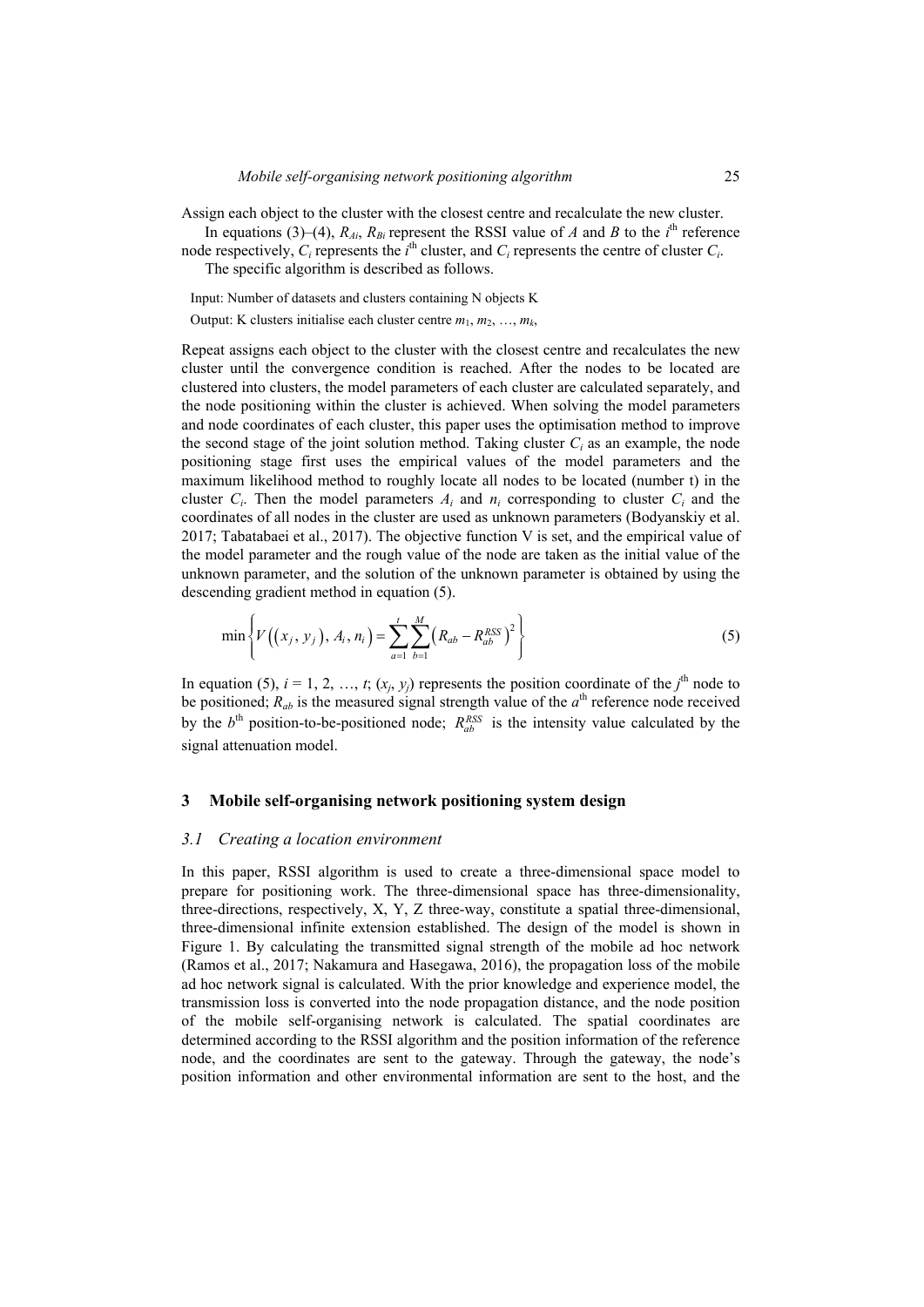Assign each object to the cluster with the closest centre and recalculate the new cluster.

In equations (3)–(4), $R_{Ai}$, $R_{Bi}$ represent the RSSI value of $A$ and $B$ to the $i^{\text{th}}$ reference node respectively, $C_i$ represents the $i^{\text{th}}$ cluster, and $C_i$ represents the centre of cluster $C_i$.

The specific algorithm is described as follows.

Input: Number of datasets and clusters containing N objects K

Output: K clusters initialise each cluster centre $m_1, m_2, \ldots, m_k$,

Repeat assigns each object to the cluster with the closest centre and recalculates the new cluster until the convergence condition is reached. After the nodes to be located are clustered into clusters, the model parameters of each cluster are calculated separately, and the node positioning within the cluster is achieved. When solving the model parameters and node coordinates of each cluster, this paper uses the optimisation method to improve the second stage of the joint solution method. Taking cluster $C_i$ as an example, the node positioning stage first uses the empirical values of the model parameters and the maximum likelihood method to roughly locate all nodes to be located (number t) in the cluster $C_i$. Then the model parameters $A_i$ and $n_i$ corresponding to cluster $C_i$ and the coordinates of all nodes in the cluster are used as unknown parameters (Bodyanskiy et al. 2017; Tabatabaei et al., 2017). The objective function V is set, and the empirical value of the model parameter and the rough value of the node are taken as the initial value of the unknown parameter, and the solution of the unknown parameter is obtained by using the descending gradient method in equation (5).

$$\min\left\{V\left(\left(x_j, y_j\right), A_i, n_i\right) = \sum_{a=1}^{t}\sum_{b=1}^{M}\left(R_{ab} - R_{ab}^{RSS}\right)^2\right\} \tag{5}$$

In equation (5), $i = 1, 2, \ldots, t$; $(x_j, y_j)$ represents the position coordinate of the $j^{\text{th}}$ node to be positioned; $R_{ab}$ is the measured signal strength value of the $a^{\text{th}}$ reference node received by the $b^{\text{th}}$ position-to-be-positioned node; $R_{ab}^{RSS}$ is the intensity value calculated by the signal attenuation model.

## 3 Mobile self-organising network positioning system design

### *3.1 Creating a location environment*

In this paper, RSSI algorithm is used to create a three-dimensional space model to prepare for positioning work. The three-dimensional space has three-dimensionality, three-directions, respectively, X, Y, Z three-way, constitute a spatial three-dimensional, three-dimensional infinite extension established. The design of the model is shown in Figure 1. By calculating the transmitted signal strength of the mobile ad hoc network (Ramos et al., 2017; Nakamura and Hasegawa, 2016), the propagation loss of the mobile ad hoc network signal is calculated. With the prior knowledge and experience model, the transmission loss is converted into the node propagation distance, and the node position of the mobile self-organising network is calculated. The spatial coordinates are determined according to the RSSI algorithm and the position information of the reference node, and the coordinates are sent to the gateway. Through the gateway, the node's position information and other environmental information are sent to the host, and the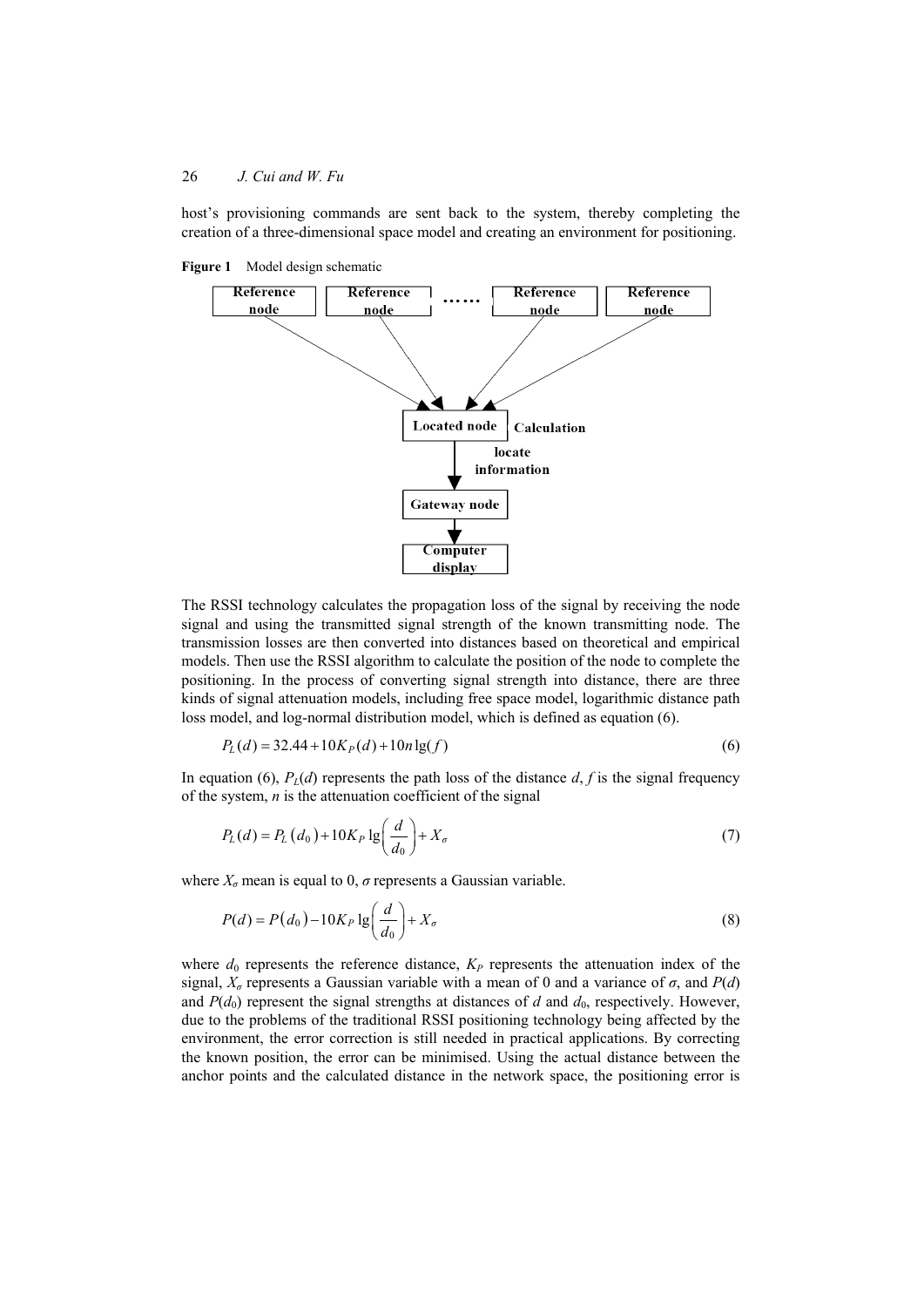host's provisioning commands are sent back to the system, thereby completing the creation of a three-dimensional space model and creating an environment for positioning.

**Figure 1** Model design schematic

The RSSI technology calculates the propagation loss of the signal by receiving the node signal and using the transmitted signal strength of the known transmitting node. The transmission losses are then converted into distances based on theoretical and empirical models. Then use the RSSI algorithm to calculate the position of the node to complete the positioning. In the process of converting signal strength into distance, there are three kinds of signal attenuation models, including free space model, logarithmic distance path loss model, and log-normal distribution model, which is defined as equation (6).

$$P_L(d) = 32.44 + 10K_P(d) + 10n\lg(f) \tag{6}$$

In equation (6), $P_L(d)$ represents the path loss of the distance $d$, $f$ is the signal frequency of the system, $n$ is the attenuation coefficient of the signal

$$P_L(d) = P_L(d_0) + 10K_P \lg\left(\frac{d}{d_0}\right) + X_\sigma \tag{7}$$

where $X_\sigma$ mean is equal to 0, $\sigma$ represents a Gaussian variable.

$$P(d) = P(d_0) - 10K_P \lg\left(\frac{d}{d_0}\right) + X_\sigma \tag{8}$$

where $d_0$ represents the reference distance, $K_P$ represents the attenuation index of the signal, $X_\sigma$ represents a Gaussian variable with a mean of 0 and a variance of $\sigma$, and $P(d)$ and $P(d_0)$ represent the signal strengths at distances of $d$ and $d_0$, respectively. However, due to the problems of the traditional RSSI positioning technology being affected by the environment, the error correction is still needed in practical applications. By correcting the known position, the error can be minimised. Using the actual distance between the anchor points and the calculated distance in the network space, the positioning error is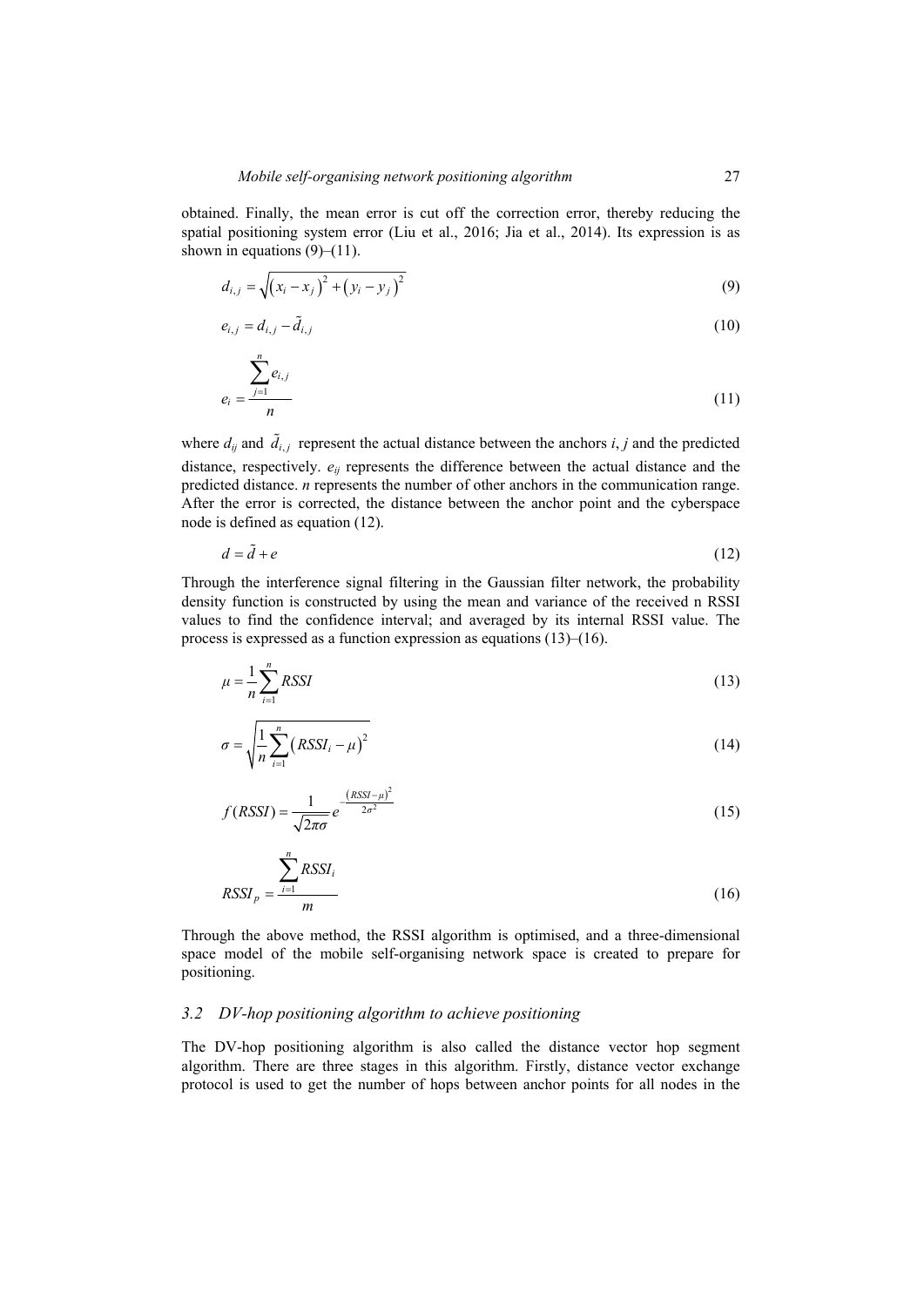obtained. Finally, the mean error is cut off the correction error, thereby reducing the spatial positioning system error (Liu et al., 2016; Jia et al., 2014). Its expression is as shown in equations (9)–(11).

$$d_{i,j} = \sqrt{\left(x_i - x_j\right)^2 + \left(y_i - y_j\right)^2} \tag{9}$$

$$e_{i,j} = d_{i,j} - \tilde{d}_{i,j} \tag{10}$$

$$e_i = \frac{\sum_{j=1}^{n} e_{i,j}}{n} \tag{11}$$

where $d_{ij}$ and $\tilde{d}_{i,j}$ represent the actual distance between the anchors $i$, $j$ and the predicted distance, respectively. $e_{ij}$ represents the difference between the actual distance and the predicted distance. $n$ represents the number of other anchors in the communication range. After the error is corrected, the distance between the anchor point and the cyberspace node is defined as equation (12).

$$d = \tilde{d} + e \tag{12}$$

Through the interference signal filtering in the Gaussian filter network, the probability density function is constructed by using the mean and variance of the received n RSSI values to find the confidence interval; and averaged by its internal RSSI value. The process is expressed as a function expression as equations (13)–(16).

$$\mu = \frac{1}{n}\sum_{i=1}^{n} RSSI \tag{13}$$

$$\sigma = \sqrt{\frac{1}{n}\sum_{i=1}^{n}\left(RSSI_i - \mu\right)^2} \tag{14}$$

$$f(RSSI) = \frac{1}{\sqrt{2\pi\sigma}} e^{-\frac{\left(RSSI - \mu\right)^2}{2\sigma^2}} \tag{15}$$

$$RSSI_p = \frac{\sum_{i=1}^{n} RSSI_i}{m} \tag{16}$$

Through the above method, the RSSI algorithm is optimised, and a three-dimensional space model of the mobile self-organising network space is created to prepare for positioning.

### *3.2 DV-hop positioning algorithm to achieve positioning*

The DV-hop positioning algorithm is also called the distance vector hop segment algorithm. There are three stages in this algorithm. Firstly, distance vector exchange protocol is used to get the number of hops between anchor points for all nodes in the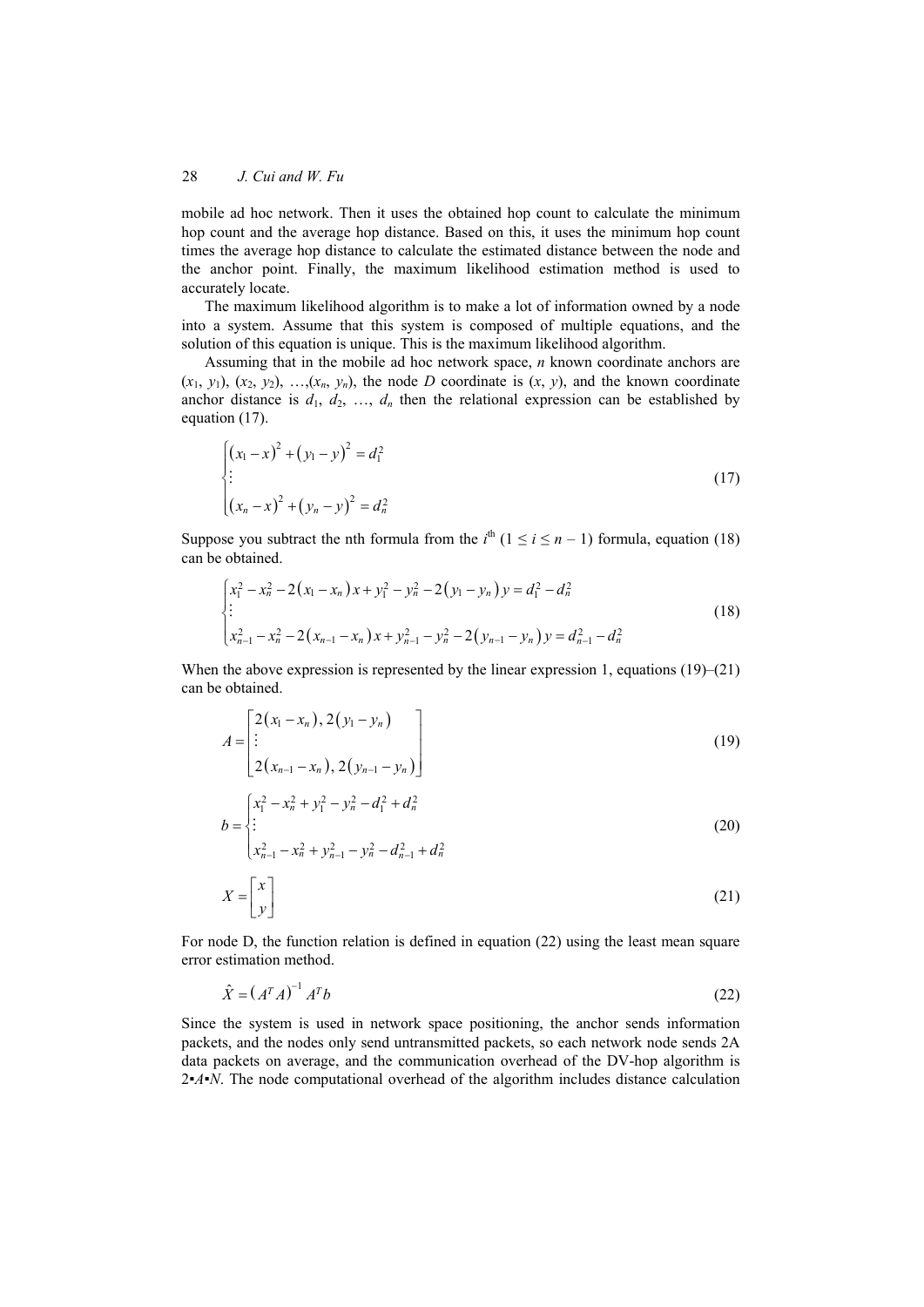mobile ad hoc network. Then it uses the obtained hop count to calculate the minimum hop count and the average hop distance. Based on this, it uses the minimum hop count times the average hop distance to calculate the estimated distance between the node and the anchor point. Finally, the maximum likelihood estimation method is used to accurately locate.

The maximum likelihood algorithm is to make a lot of information owned by a node into a system. Assume that this system is composed of multiple equations, and the solution of this equation is unique. This is the maximum likelihood algorithm.

Assuming that in the mobile ad hoc network space, $n$ known coordinate anchors are $(x_1, y_1)$, $(x_2, y_2)$, …,$(x_n, y_n)$, the node $D$ coordinate is $(x, y)$, and the known coordinate anchor distance is $d_1$, $d_2$, …, $d_n$ then the relational expression can be established by equation (17).

$$\begin{cases} (x_1 - x)^2 + (y_1 - y)^2 = d_1^2 \\ \vdots \\ (x_n - x)^2 + (y_n - y)^2 = d_n^2 \end{cases} \tag{17}$$

Suppose you subtract the nth formula from the $i^{\text{th}}$ $(1 \leq i \leq n - 1)$ formula, equation (18) can be obtained.

$$\begin{cases} x_1^2 - x_n^2 - 2(x_1 - x_n)x + y_1^2 - y_n^2 - 2(y_1 - y_n)y = d_1^2 - d_n^2 \\ \vdots \\ x_{n-1}^2 - x_n^2 - 2(x_{n-1} - x_n)x + y_{n-1}^2 - y_n^2 - 2(y_{n-1} - y_n)y = d_{n-1}^2 - d_n^2 \end{cases} \tag{18}$$

When the above expression is represented by the linear expression 1, equations (19)–(21) can be obtained.

$$A = \begin{bmatrix} 2(x_1 - x_n), 2(y_1 - y_n) \\ \vdots \\ 2(x_{n-1} - x_n), 2(y_{n-1} - y_n) \end{bmatrix} \tag{19}$$

$$b = \begin{cases} x_1^2 - x_n^2 + y_1^2 - y_n^2 - d_1^2 + d_n^2 \\ \vdots \\ x_{n-1}^2 - x_n^2 + y_{n-1}^2 - y_n^2 - d_{n-1}^2 + d_n^2 \end{cases} \tag{20}$$

$$X = \begin{bmatrix} x \\ y \end{bmatrix} \tag{21}$$

For node D, the function relation is defined in equation (22) using the least mean square error estimation method.

$$\hat{X} = \left(A^T A\right)^{-1} A^T b \tag{22}$$

Since the system is used in network space positioning, the anchor sends information packets, and the nodes only send untransmitted packets, so each network node sends 2A data packets on average, and the communication overhead of the DV-hop algorithm is $2 \cdot A \cdot N$. The node computational overhead of the algorithm includes distance calculation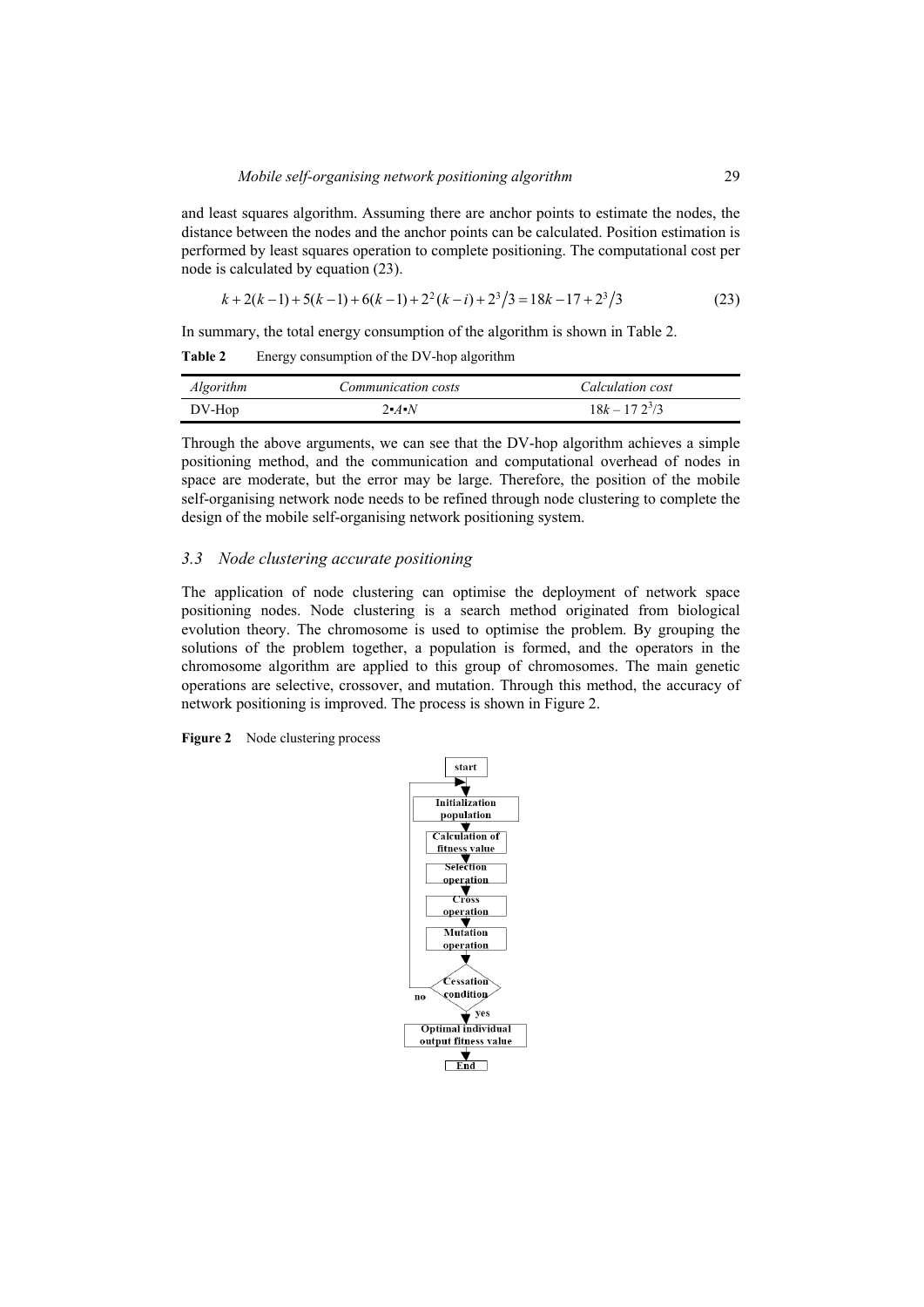and least squares algorithm. Assuming there are anchor points to estimate the nodes, the distance between the nodes and the anchor points can be calculated. Position estimation is performed by least squares operation to complete positioning. The computational cost per node is calculated by equation (23).

$$k + 2(k-1) + 5(k-1) + 6(k-1) + 2^2(k-i) + 2^3/3 = 18k - 17 + 2^3/3 \tag{23}$$

In summary, the total energy consumption of the algorithm is shown in Table 2.

**Table 2** Energy consumption of the DV-hop algorithm

| *Algorithm* | *Communication costs* | *Calculation cost* |
|---|---|---|
| DV-Hop | $2 \cdot A \cdot N$ | $18k - 17\ 2^3/3$ |

Through the above arguments, we can see that the DV-hop algorithm achieves a simple positioning method, and the communication and computational overhead of nodes in space are moderate, but the error may be large. Therefore, the position of the mobile self-organising network node needs to be refined through node clustering to complete the design of the mobile self-organising network positioning system.

### *3.3 Node clustering accurate positioning*

The application of node clustering can optimise the deployment of network space positioning nodes. Node clustering is a search method originated from biological evolution theory. The chromosome is used to optimise the problem. By grouping the solutions of the problem together, a population is formed, and the operators in the chromosome algorithm are applied to this group of chromosomes. The main genetic operations are selective, crossover, and mutation. Through this method, the accuracy of network positioning is improved. The process is shown in Figure 2.

**Figure 2** Node clustering process

start → Initialization population → Calculation of fitness value → Selection operation → Cross operation → Mutation operation → Cessation condition (no: return to Initialization population; yes: continue) → Optimal individual output fitness value → End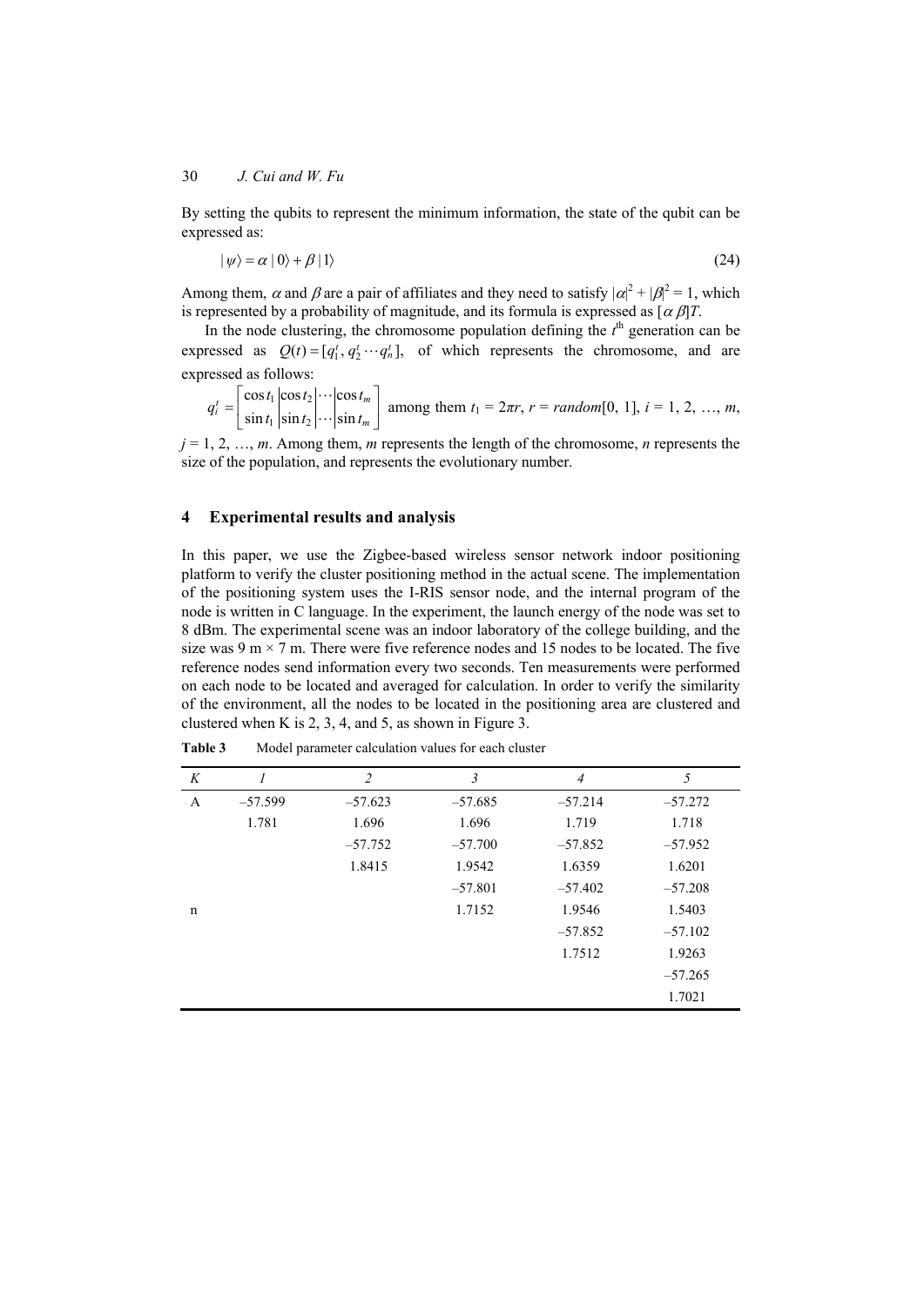By setting the qubits to represent the minimum information, the state of the qubit can be expressed as:

$$|\psi\rangle = \alpha\,|0\rangle + \beta\,|1\rangle \tag{24}$$

Among them, $\alpha$ and $\beta$ are a pair of affiliates and they need to satisfy $|\alpha|^2 + |\beta|^2 = 1$, which is represented by a probability of magnitude, and its formula is expressed as $[\alpha\ \beta]T$.

In the node clustering, the chromosome population defining the $t^{\text{th}}$ generation can be expressed as $Q(t) = [q_1^t, q_2^t \cdots q_n^t]$, of which represents the chromosome, and are expressed as follows:

$q_i^t = \begin{bmatrix} \cos t_1 & \cos t_2 & \cdots & \cos t_m \\ \sin t_1 & \sin t_2 & \cdots & \sin t_m \end{bmatrix}$ among them $t_1 = 2\pi r$, $r = random[0, 1]$, $i = 1, 2, \ldots, m$, $j = 1, 2, \ldots, m$. Among them, $m$ represents the length of the chromosome, $n$ represents the size of the population, and represents the evolutionary number.

## 4 Experimental results and analysis

In this paper, we use the Zigbee-based wireless sensor network indoor positioning platform to verify the cluster positioning method in the actual scene. The implementation of the positioning system uses the I-RIS sensor node, and the internal program of the node is written in C language. In the experiment, the launch energy of the node was set to 8 dBm. The experimental scene was an indoor laboratory of the college building, and the size was 9 m × 7 m. There were five reference nodes and 15 nodes to be located. The five reference nodes send information every two seconds. Ten measurements were performed on each node to be located and averaged for calculation. In order to verify the similarity of the environment, all the nodes to be located in the positioning area are clustered and clustered when K is 2, 3, 4, and 5, as shown in Figure 3.

**Table 3** Model parameter calculation values for each cluster

| *K* | *1* | *2* | *3* | *4* | *5* |
|---|---|---|---|---|---|
| A | –57.599 | –57.623 | –57.685 | –57.214 | –57.272 |
| | 1.781 | 1.696 | 1.696 | 1.719 | 1.718 |
| | | –57.752 | –57.700 | –57.852 | –57.952 |
| | | 1.8415 | 1.9542 | 1.6359 | 1.6201 |
| | | | –57.801 | –57.402 | –57.208 |
| n | | | 1.7152 | 1.9546 | 1.5403 |
| | | | | –57.852 | –57.102 |
| | | | | 1.7512 | 1.9263 |
| | | | | | –57.265 |
| | | | | | 1.7021 |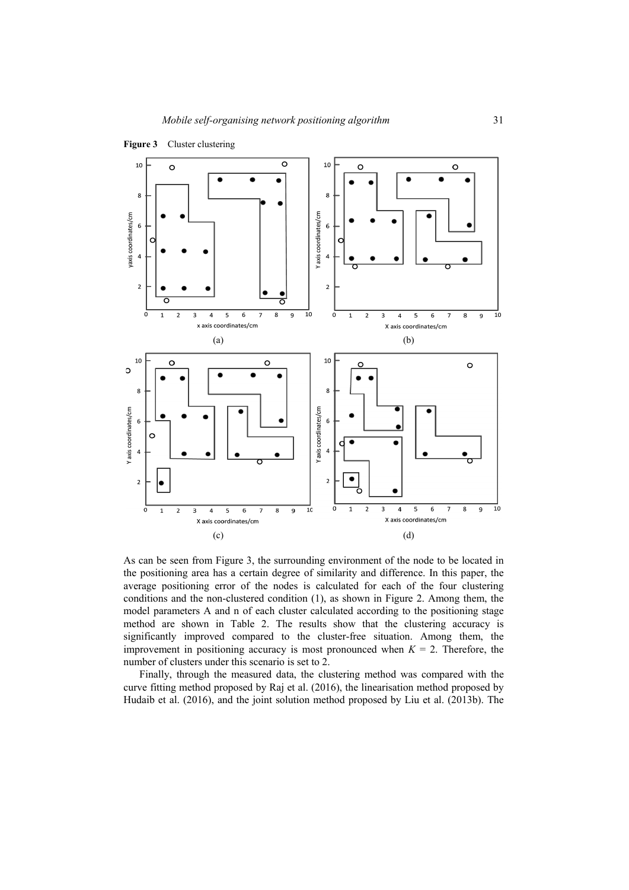**Figure 3** Cluster clustering

(a)

(b)

(c)

(d)

As can be seen from Figure 3, the surrounding environment of the node to be located in the positioning area has a certain degree of similarity and difference. In this paper, the average positioning error of the nodes is calculated for each of the four clustering conditions and the non-clustered condition (1), as shown in Figure 2. Among them, the model parameters A and n of each cluster calculated according to the positioning stage method are shown in Table 2. The results show that the clustering accuracy is significantly improved compared to the cluster-free situation. Among them, the improvement in positioning accuracy is most pronounced when $K = 2$. Therefore, the number of clusters under this scenario is set to 2.

Finally, through the measured data, the clustering method was compared with the curve fitting method proposed by Raj et al. (2016), the linearisation method proposed by Hudaib et al. (2016), and the joint solution method proposed by Liu et al. (2013b). The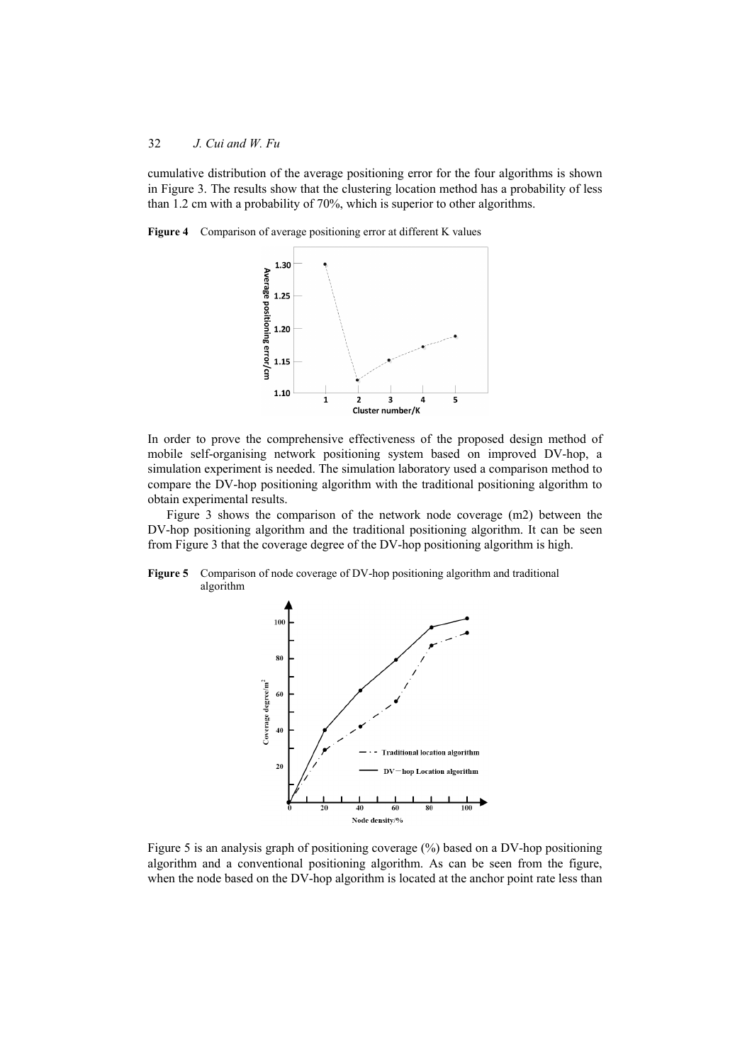cumulative distribution of the average positioning error for the four algorithms is shown in Figure 3. The results show that the clustering location method has a probability of less than 1.2 cm with a probability of 70%, which is superior to other algorithms.

**Figure 4** Comparison of average positioning error at different K values

In order to prove the comprehensive effectiveness of the proposed design method of mobile self-organising network positioning system based on improved DV-hop, a simulation experiment is needed. The simulation laboratory used a comparison method to compare the DV-hop positioning algorithm with the traditional positioning algorithm to obtain experimental results.

Figure 3 shows the comparison of the network node coverage (m2) between the DV-hop positioning algorithm and the traditional positioning algorithm. It can be seen from Figure 3 that the coverage degree of the DV-hop positioning algorithm is high.

**Figure 5** Comparison of node coverage of DV-hop positioning algorithm and traditional algorithm

Figure 5 is an analysis graph of positioning coverage (%) based on a DV-hop positioning algorithm and a conventional positioning algorithm. As can be seen from the figure, when the node based on the DV-hop algorithm is located at the anchor point rate less than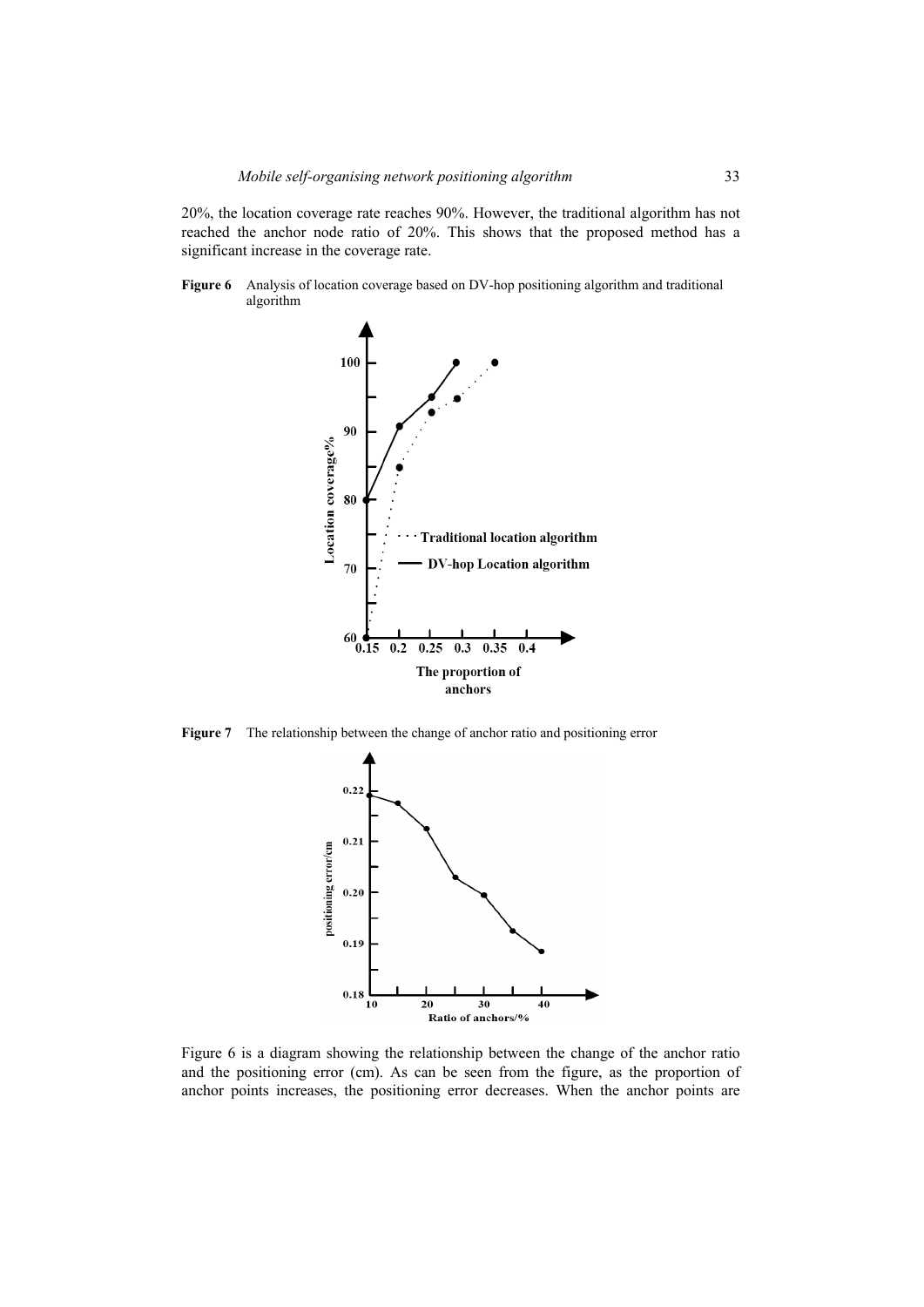20%, the location coverage rate reaches 90%. However, the traditional algorithm has not reached the anchor node ratio of 20%. This shows that the proposed method has a significant increase in the coverage rate.

**Figure 6** Analysis of location coverage based on DV-hop positioning algorithm and traditional algorithm

**Figure 7** The relationship between the change of anchor ratio and positioning error

Figure 6 is a diagram showing the relationship between the change of the anchor ratio and the positioning error (cm). As can be seen from the figure, as the proportion of anchor points increases, the positioning error decreases. When the anchor points are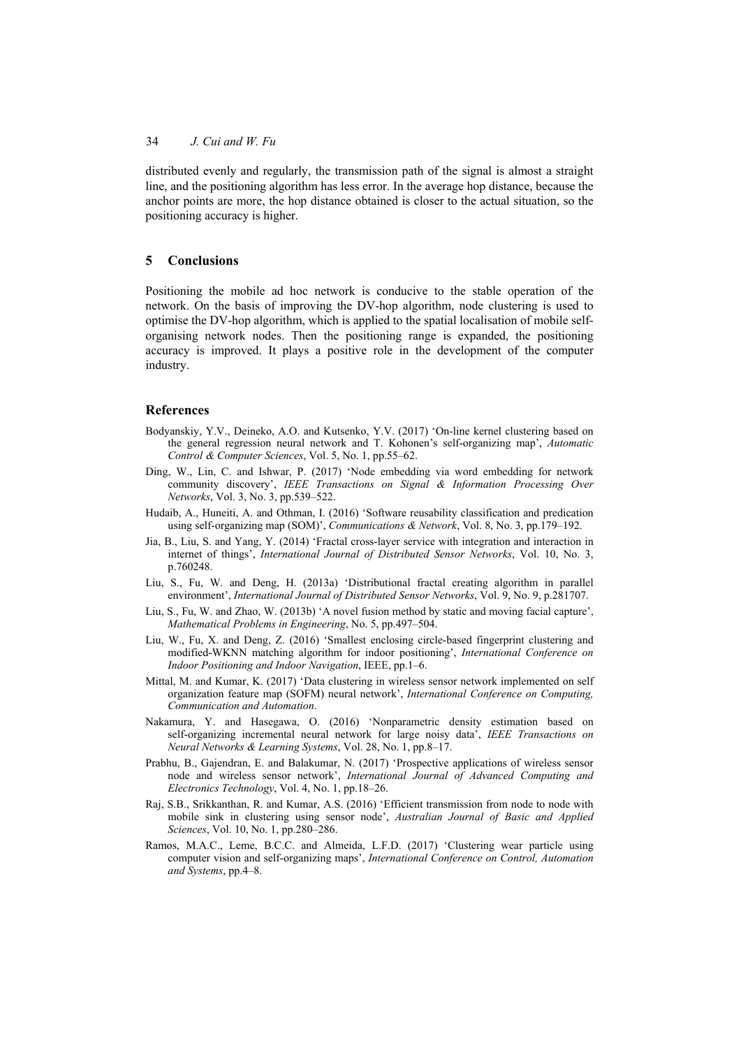distributed evenly and regularly, the transmission path of the signal is almost a straight line, and the positioning algorithm has less error. In the average hop distance, because the anchor points are more, the hop distance obtained is closer to the actual situation, so the positioning accuracy is higher.

## 5 Conclusions

Positioning the mobile ad hoc network is conducive to the stable operation of the network. On the basis of improving the DV-hop algorithm, node clustering is used to optimise the DV-hop algorithm, which is applied to the spatial localisation of mobile self-organising network nodes. Then the positioning range is expanded, the positioning accuracy is improved. It plays a positive role in the development of the computer industry.

## References

Bodyanskiy, Y.V., Deineko, A.O. and Kutsenko, Y.V. (2017) 'On-line kernel clustering based on the general regression neural network and T. Kohonen's self-organizing map', *Automatic Control & Computer Sciences*, Vol. 5, No. 1, pp.55–62.

Ding, W., Lin, C. and Ishwar, P. (2017) 'Node embedding via word embedding for network community discovery', *IEEE Transactions on Signal & Information Processing Over Networks*, Vol. 3, No. 3, pp.539–522.

Hudaib, A., Huneiti, A. and Othman, I. (2016) 'Software reusability classification and predication using self-organizing map (SOM)', *Communications & Network*, Vol. 8, No. 3, pp.179–192.

Jia, B., Liu, S. and Yang, Y. (2014) 'Fractal cross-layer service with integration and interaction in internet of things', *International Journal of Distributed Sensor Networks*, Vol. 10, No. 3, p.760248.

Liu, S., Fu, W. and Deng, H. (2013a) 'Distributional fractal creating algorithm in parallel environment', *International Journal of Distributed Sensor Networks*, Vol. 9, No. 9, p.281707.

Liu, S., Fu, W. and Zhao, W. (2013b) 'A novel fusion method by static and moving facial capture', *Mathematical Problems in Engineering*, No. 5, pp.497–504.

Liu, W., Fu, X. and Deng, Z. (2016) 'Smallest enclosing circle-based fingerprint clustering and modified-WKNN matching algorithm for indoor positioning', *International Conference on Indoor Positioning and Indoor Navigation*, IEEE, pp.1–6.

Mittal, M. and Kumar, K. (2017) 'Data clustering in wireless sensor network implemented on self organization feature map (SOFM) neural network', *International Conference on Computing, Communication and Automation*.

Nakamura, Y. and Hasegawa, O. (2016) 'Nonparametric density estimation based on self-organizing incremental neural network for large noisy data', *IEEE Transactions on Neural Networks & Learning Systems*, Vol. 28, No. 1, pp.8–17.

Prabhu, B., Gajendran, E. and Balakumar, N. (2017) 'Prospective applications of wireless sensor node and wireless sensor network', *International Journal of Advanced Computing and Electronics Technology*, Vol. 4, No. 1, pp.18–26.

Raj, S.B., Srikkanthan, R. and Kumar, A.S. (2016) 'Efficient transmission from node to node with mobile sink in clustering using sensor node', *Australian Journal of Basic and Applied Sciences*, Vol. 10, No. 1, pp.280–286.

Ramos, M.A.C., Leme, B.C.C. and Almeida, L.F.D. (2017) 'Clustering wear particle using computer vision and self-organizing maps', *International Conference on Control, Automation and Systems*, pp.4–8.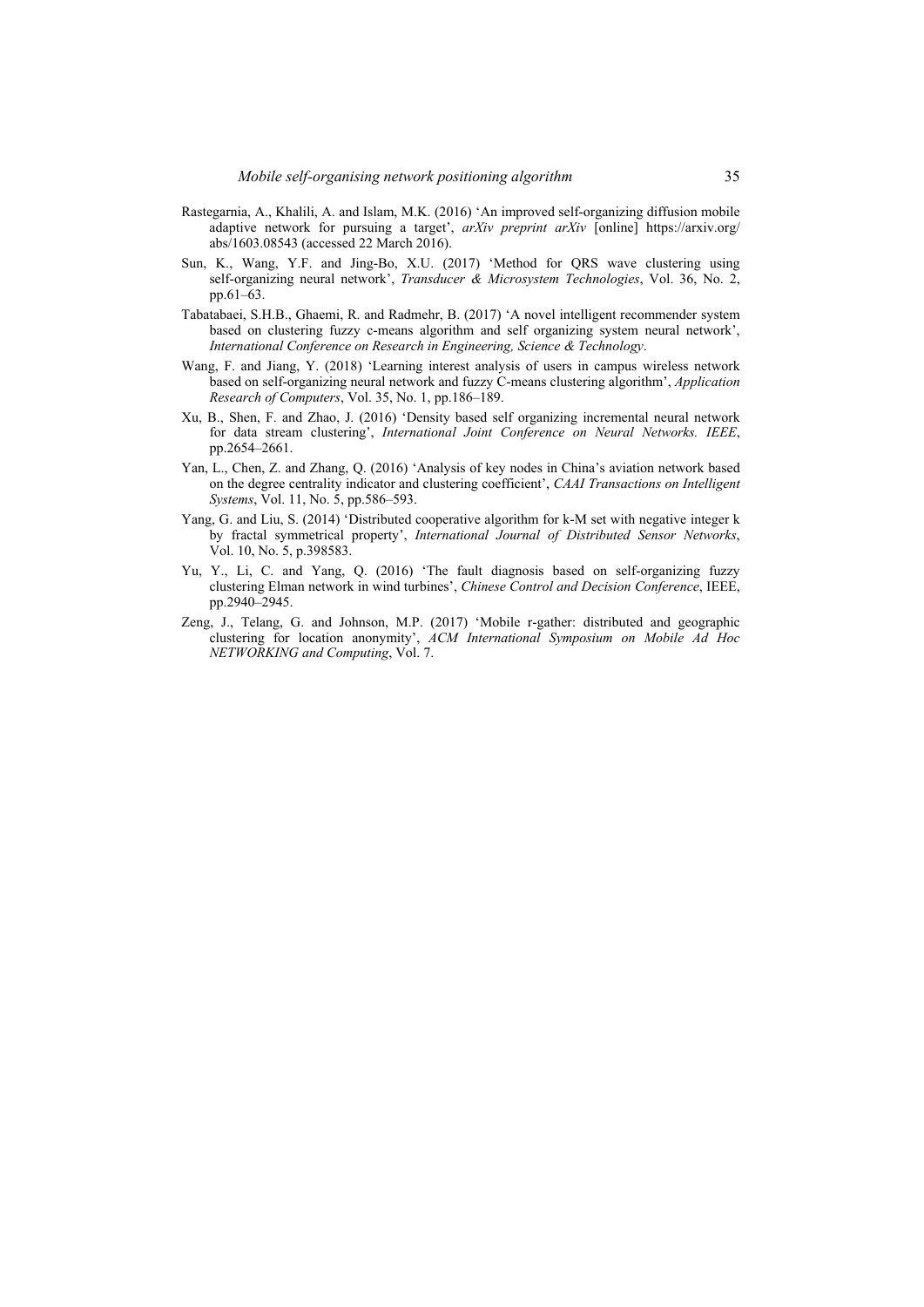Rastegarnia, A., Khalili, A. and Islam, M.K. (2016) 'An improved self-organizing diffusion mobile adaptive network for pursuing a target', *arXiv preprint arXiv* [online] https://arxiv.org/abs/1603.08543 (accessed 22 March 2016).

Sun, K., Wang, Y.F. and Jing-Bo, X.U. (2017) 'Method for QRS wave clustering using self-organizing neural network', *Transducer & Microsystem Technologies*, Vol. 36, No. 2, pp.61–63.

Tabatabaei, S.H.B., Ghaemi, R. and Radmehr, B. (2017) 'A novel intelligent recommender system based on clustering fuzzy c-means algorithm and self organizing system neural network', *International Conference on Research in Engineering, Science & Technology*.

Wang, F. and Jiang, Y. (2018) 'Learning interest analysis of users in campus wireless network based on self-organizing neural network and fuzzy C-means clustering algorithm', *Application Research of Computers*, Vol. 35, No. 1, pp.186–189.

Xu, B., Shen, F. and Zhao, J. (2016) 'Density based self organizing incremental neural network for data stream clustering', *International Joint Conference on Neural Networks. IEEE*, pp.2654–2661.

Yan, L., Chen, Z. and Zhang, Q. (2016) 'Analysis of key nodes in China's aviation network based on the degree centrality indicator and clustering coefficient', *CAAI Transactions on Intelligent Systems*, Vol. 11, No. 5, pp.586–593.

Yang, G. and Liu, S. (2014) 'Distributed cooperative algorithm for k-M set with negative integer k by fractal symmetrical property', *International Journal of Distributed Sensor Networks*, Vol. 10, No. 5, p.398583.

Yu, Y., Li, C. and Yang, Q. (2016) 'The fault diagnosis based on self-organizing fuzzy clustering Elman network in wind turbines', *Chinese Control and Decision Conference*, IEEE, pp.2940–2945.

Zeng, J., Telang, G. and Johnson, M.P. (2017) 'Mobile r-gather: distributed and geographic clustering for location anonymity', *ACM International Symposium on Mobile Ad Hoc NETWORKING and Computing*, Vol. 7.